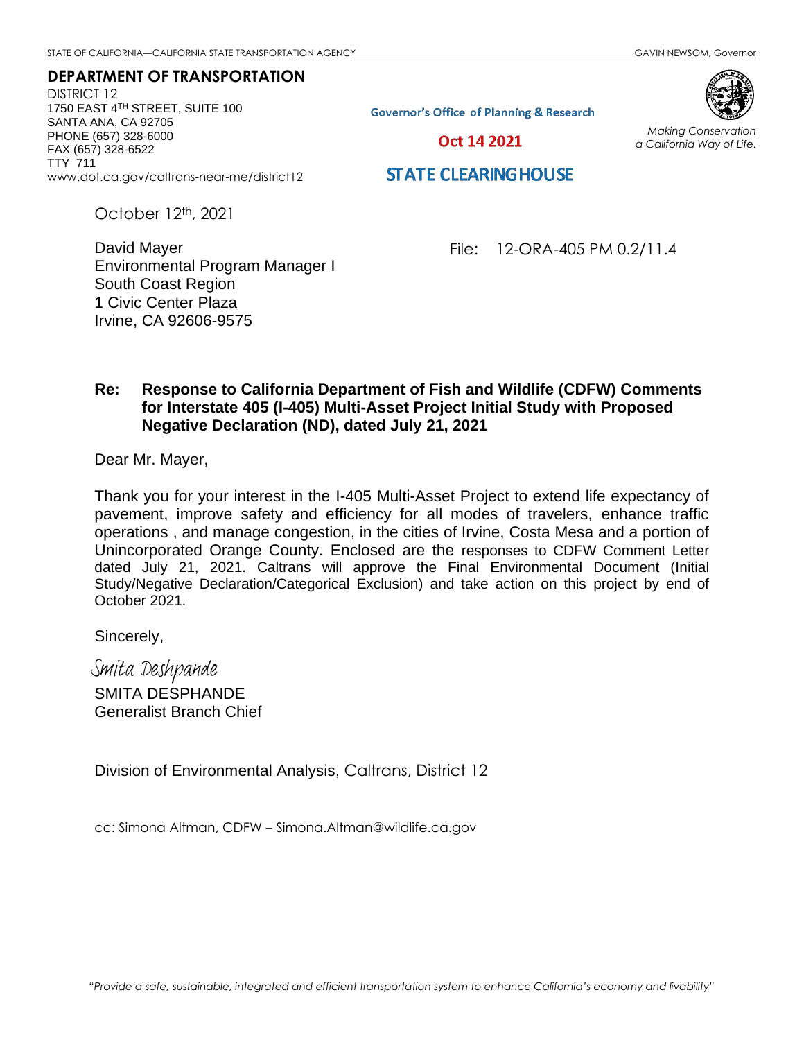STATE OF CALIFORNIA—CALIFORNIA STATE TRANSPORTATION AGENCY GAVIN NEWSOM, Governor

**DEPARTMENT OF TRANSPORTATION**
DISTRICT 12
1750 EAST 4TH STREET, SUITE 100
SANTA ANA, CA 92705
PHONE (657) 328-6000
FAX (657) 328-6522
TTY 711
www.dot.ca.gov/caltrans-near-me/district12

Governor's Office of Planning & Research

Oct 14 2021

STATE CLEARINGHOUSE

*Making Conservation a California Way of Life.*

October 12th, 2021

David Mayer
Environmental Program Manager I
South Coast Region
1 Civic Center Plaza
Irvine, CA 92606-9575

File: 12-ORA-405 PM 0.2/11.4

**Re: Response to California Department of Fish and Wildlife (CDFW) Comments for Interstate 405 (I-405) Multi-Asset Project Initial Study with Proposed Negative Declaration (ND), dated July 21, 2021**

Dear Mr. Mayer,

Thank you for your interest in the I-405 Multi-Asset Project to extend life expectancy of pavement, improve safety and efficiency for all modes of travelers, enhance traffic operations , and manage congestion, in the cities of Irvine, Costa Mesa and a portion of Unincorporated Orange County. Enclosed are the responses to CDFW Comment Letter dated July 21, 2021. Caltrans will approve the Final Environmental Document (Initial Study/Negative Declaration/Categorical Exclusion) and take action on this project by end of October 2021.

Sincerely,

*Smita Deshpande*

SMITA DESPHANDE
Generalist Branch Chief

Division of Environmental Analysis, Caltrans, District 12

cc: Simona Altman, CDFW – Simona.Altman@wildlife.ca.gov

*"Provide a safe, sustainable, integrated and efficient transportation system to enhance California's economy and livability"*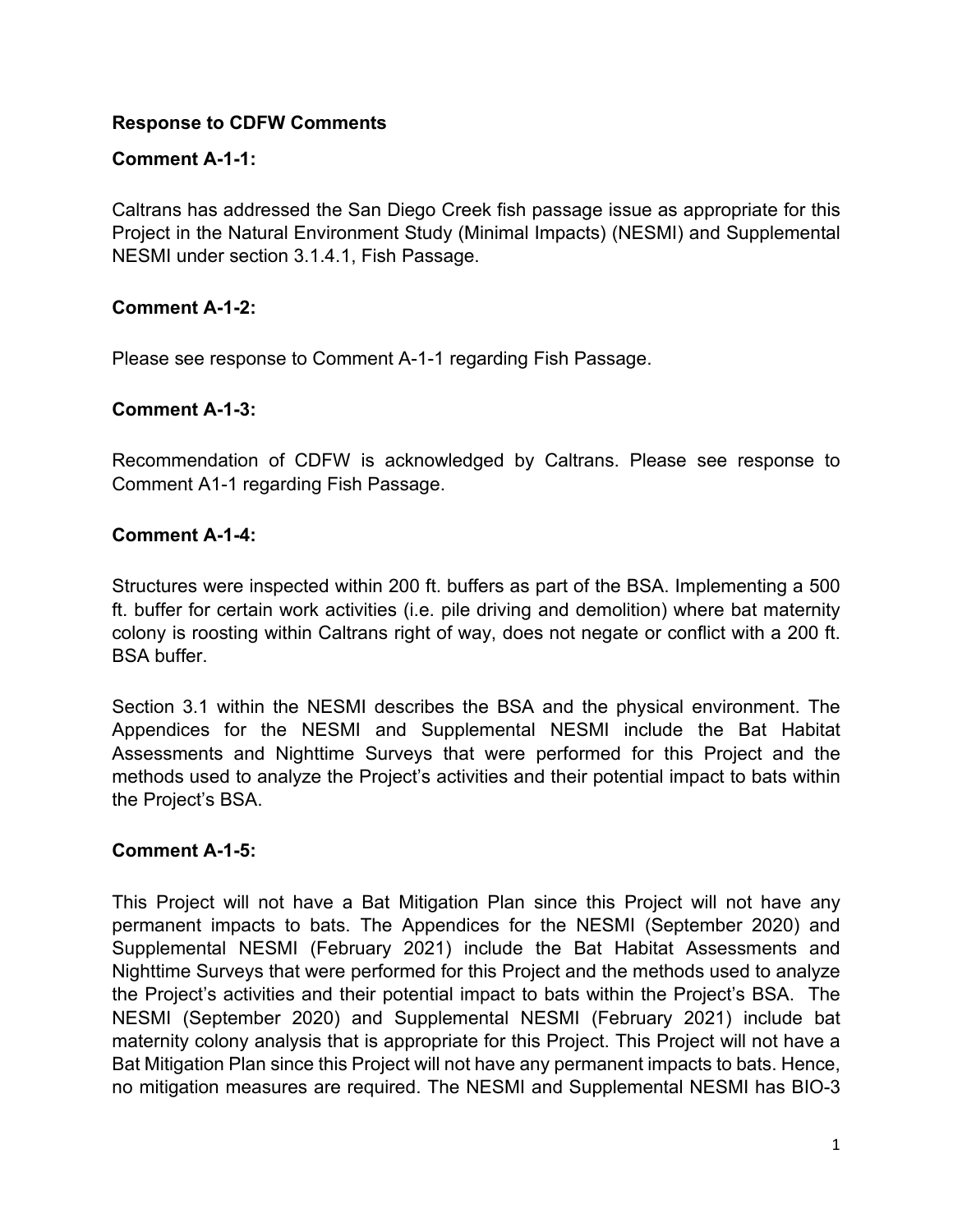**Response to CDFW Comments**

**Comment A-1-1:**

Caltrans has addressed the San Diego Creek fish passage issue as appropriate for this Project in the Natural Environment Study (Minimal Impacts) (NESMI) and Supplemental NESMI under section 3.1.4.1, Fish Passage.

**Comment A-1-2:**

Please see response to Comment A-1-1 regarding Fish Passage.

**Comment A-1-3:**

Recommendation of CDFW is acknowledged by Caltrans. Please see response to Comment A1-1 regarding Fish Passage.

**Comment A-1-4:**

Structures were inspected within 200 ft. buffers as part of the BSA. Implementing a 500 ft. buffer for certain work activities (i.e. pile driving and demolition) where bat maternity colony is roosting within Caltrans right of way, does not negate or conflict with a 200 ft. BSA buffer.

Section 3.1 within the NESMI describes the BSA and the physical environment. The Appendices for the NESMI and Supplemental NESMI include the Bat Habitat Assessments and Nighttime Surveys that were performed for this Project and the methods used to analyze the Project's activities and their potential impact to bats within the Project's BSA.

**Comment A-1-5:**

This Project will not have a Bat Mitigation Plan since this Project will not have any permanent impacts to bats. The Appendices for the NESMI (September 2020) and Supplemental NESMI (February 2021) include the Bat Habitat Assessments and Nighttime Surveys that were performed for this Project and the methods used to analyze the Project's activities and their potential impact to bats within the Project's BSA. The NESMI (September 2020) and Supplemental NESMI (February 2021) include bat maternity colony analysis that is appropriate for this Project. This Project will not have a Bat Mitigation Plan since this Project will not have any permanent impacts to bats. Hence, no mitigation measures are required. The NESMI and Supplemental NESMI has BIO-3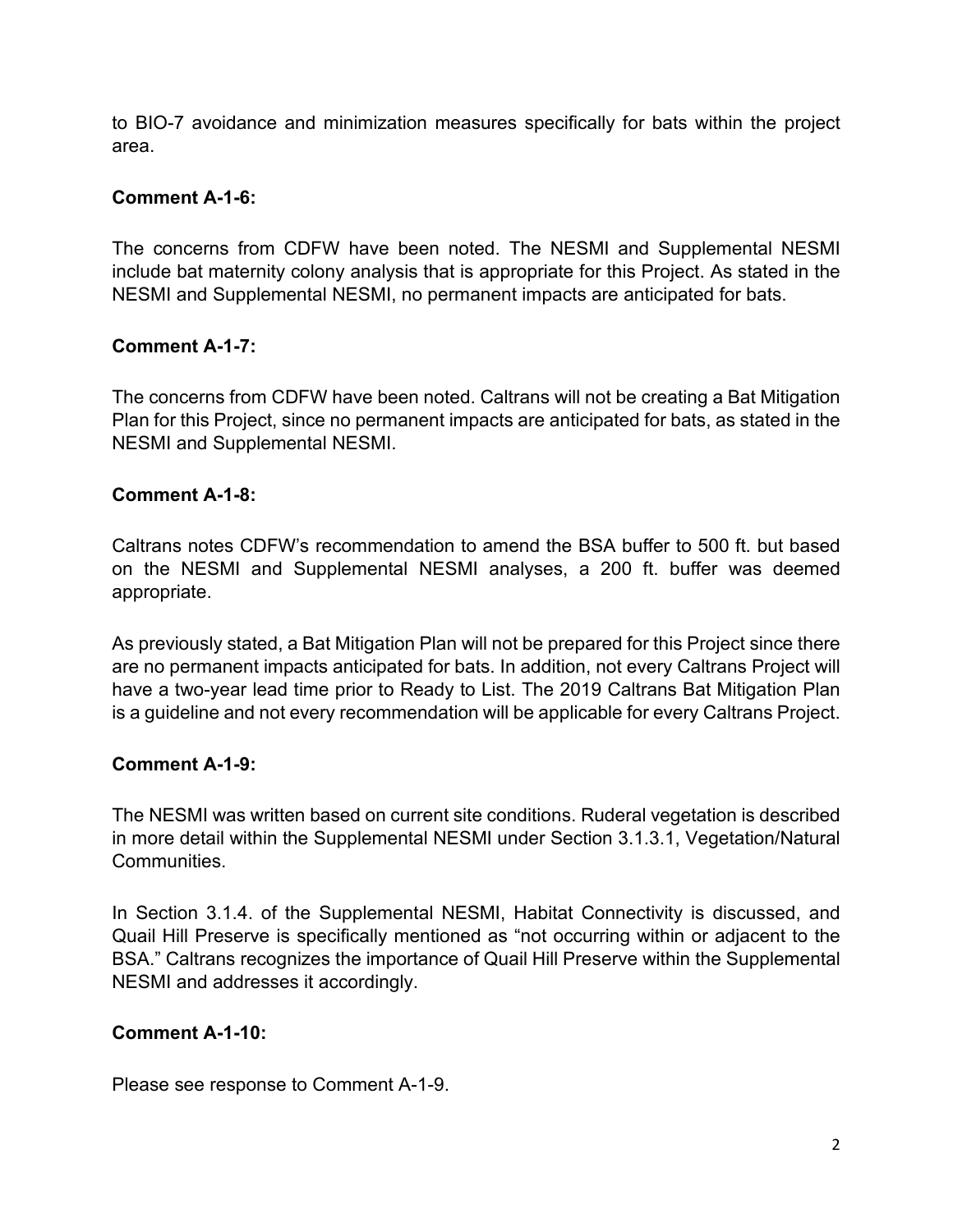to BIO-7 avoidance and minimization measures specifically for bats within the project area.

**Comment A-1-6:**

The concerns from CDFW have been noted. The NESMI and Supplemental NESMI include bat maternity colony analysis that is appropriate for this Project. As stated in the NESMI and Supplemental NESMI, no permanent impacts are anticipated for bats.

**Comment A-1-7:**

The concerns from CDFW have been noted. Caltrans will not be creating a Bat Mitigation Plan for this Project, since no permanent impacts are anticipated for bats, as stated in the NESMI and Supplemental NESMI.

**Comment A-1-8:**

Caltrans notes CDFW's recommendation to amend the BSA buffer to 500 ft. but based on the NESMI and Supplemental NESMI analyses, a 200 ft. buffer was deemed appropriate.

As previously stated, a Bat Mitigation Plan will not be prepared for this Project since there are no permanent impacts anticipated for bats. In addition, not every Caltrans Project will have a two-year lead time prior to Ready to List. The 2019 Caltrans Bat Mitigation Plan is a guideline and not every recommendation will be applicable for every Caltrans Project.

**Comment A-1-9:**

The NESMI was written based on current site conditions. Ruderal vegetation is described in more detail within the Supplemental NESMI under Section 3.1.3.1, Vegetation/Natural Communities.

In Section 3.1.4. of the Supplemental NESMI, Habitat Connectivity is discussed, and Quail Hill Preserve is specifically mentioned as "not occurring within or adjacent to the BSA." Caltrans recognizes the importance of Quail Hill Preserve within the Supplemental NESMI and addresses it accordingly.

**Comment A-1-10:**

Please see response to Comment A-1-9.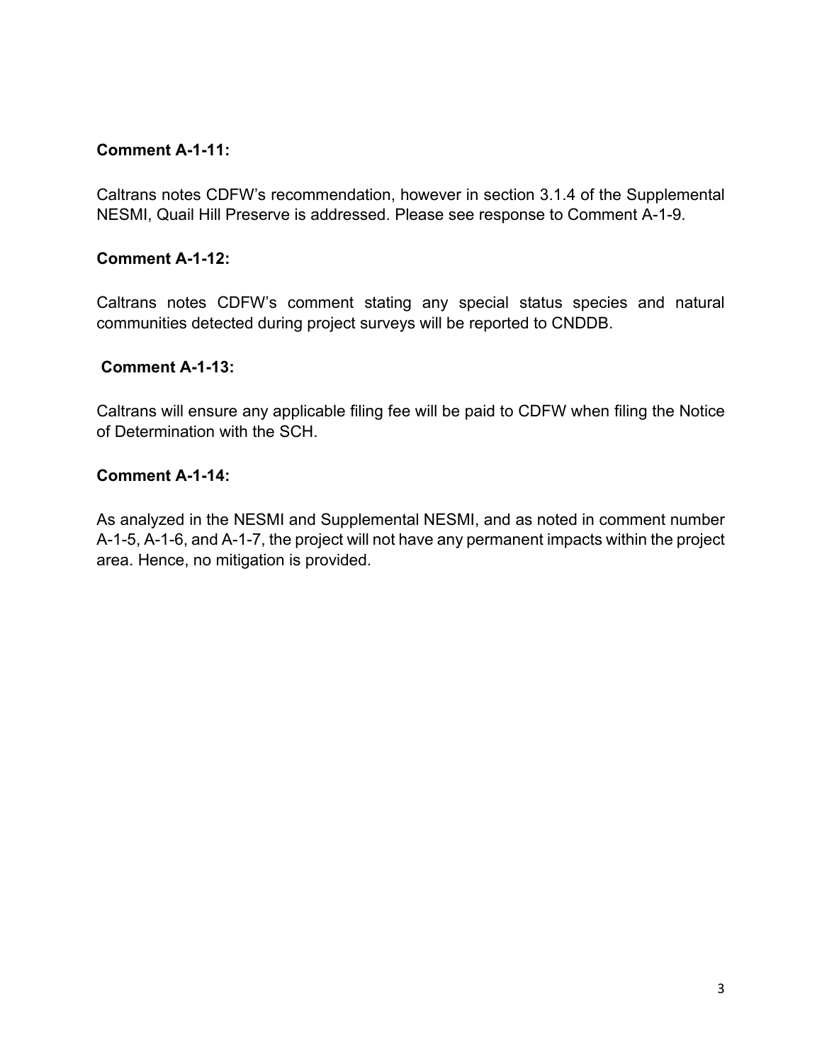**Comment A-1-11:**

Caltrans notes CDFW's recommendation, however in section 3.1.4 of the Supplemental NESMI, Quail Hill Preserve is addressed. Please see response to Comment A-1-9.

**Comment A-1-12:**

Caltrans notes CDFW's comment stating any special status species and natural communities detected during project surveys will be reported to CNDDB.

**Comment A-1-13:**

Caltrans will ensure any applicable filing fee will be paid to CDFW when filing the Notice of Determination with the SCH.

**Comment A-1-14:**

As analyzed in the NESMI and Supplemental NESMI, and as noted in comment number A-1-5, A-1-6, and A-1-7, the project will not have any permanent impacts within the project area. Hence, no mitigation is provided.